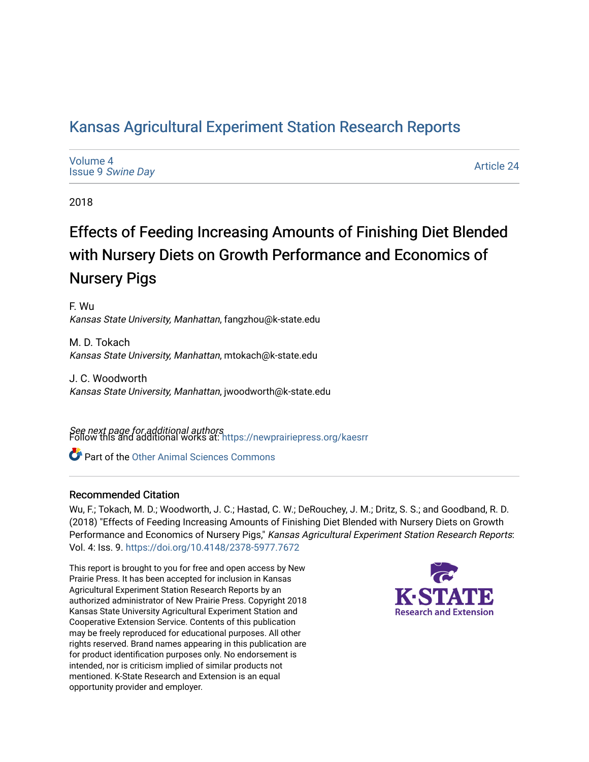# Kansas Agricultural Experiment Station Research Reports

Volume 4
Issue 9 *Swine Day*

Article 24

2018

## Effects of Feeding Increasing Amounts of Finishing Diet Blended with Nursery Diets on Growth Performance and Economics of Nursery Pigs

F. Wu
*Kansas State University, Manhattan*, fangzhou@k-state.edu

M. D. Tokach
*Kansas State University, Manhattan*, mtokach@k-state.edu

J. C. Woodworth
*Kansas State University, Manhattan*, jwoodworth@k-state.edu

*See next page for additional authors*

Follow this and additional works at: https://newprairiepress.org/kaesrr

Part of the Other Animal Sciences Commons

### Recommended Citation

Wu, F.; Tokach, M. D.; Woodworth, J. C.; Hastad, C. W.; DeRouchey, J. M.; Dritz, S. S.; and Goodband, R. D. (2018) "Effects of Feeding Increasing Amounts of Finishing Diet Blended with Nursery Diets on Growth Performance and Economics of Nursery Pigs," *Kansas Agricultural Experiment Station Research Reports*: Vol. 4: Iss. 9. https://doi.org/10.4148/2378-5977.7672

This report is brought to you for free and open access by New Prairie Press. It has been accepted for inclusion in Kansas Agricultural Experiment Station Research Reports by an authorized administrator of New Prairie Press. Copyright 2018 Kansas State University Agricultural Experiment Station and Cooperative Extension Service. Contents of this publication may be freely reproduced for educational purposes. All other rights reserved. Brand names appearing in this publication are for product identification purposes only. No endorsement is intended, nor is criticism implied of similar products not mentioned. K-State Research and Extension is an equal opportunity provider and employer.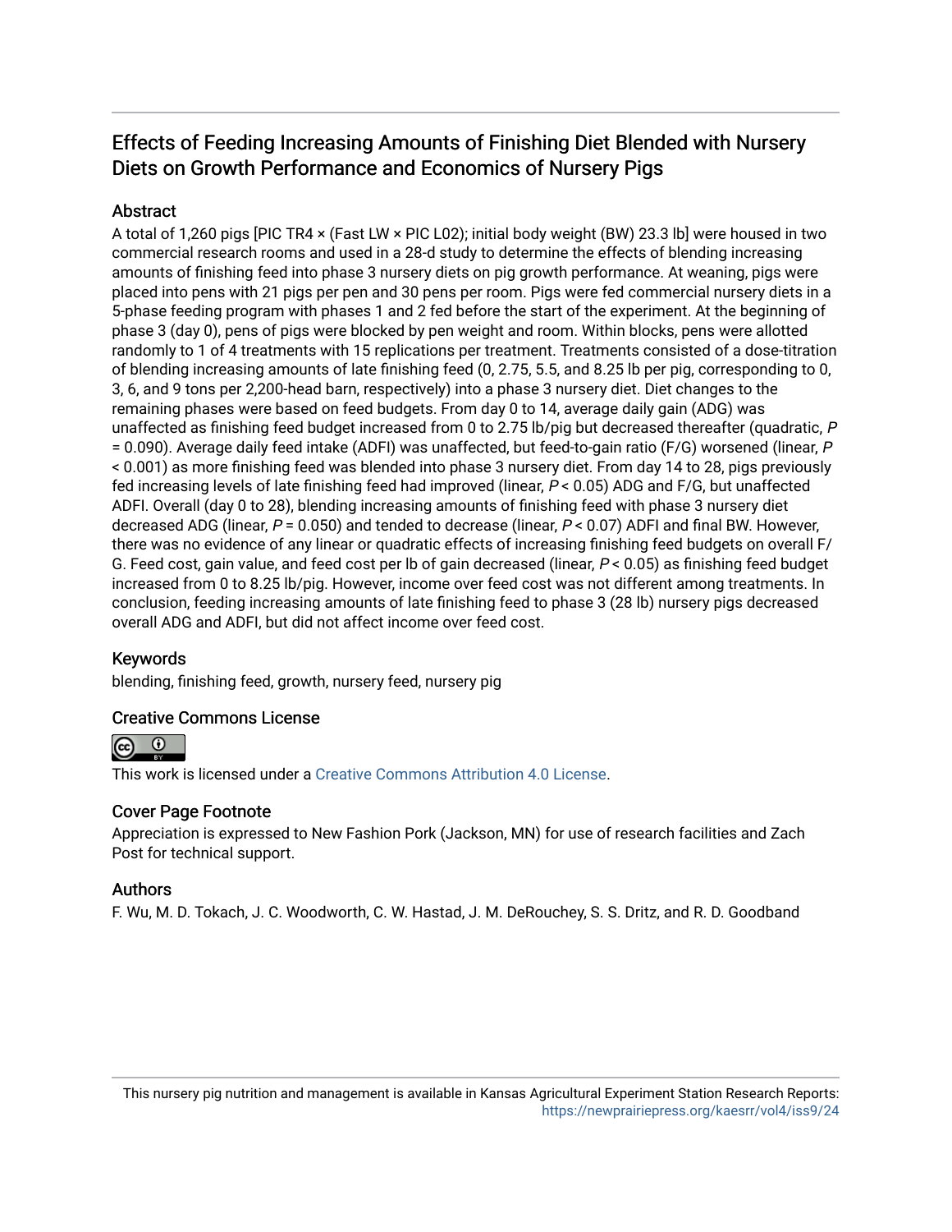# Effects of Feeding Increasing Amounts of Finishing Diet Blended with Nursery Diets on Growth Performance and Economics of Nursery Pigs

## Abstract

A total of 1,260 pigs [PIC TR4 × (Fast LW × PIC L02); initial body weight (BW) 23.3 lb] were housed in two commercial research rooms and used in a 28-d study to determine the effects of blending increasing amounts of finishing feed into phase 3 nursery diets on pig growth performance. At weaning, pigs were placed into pens with 21 pigs per pen and 30 pens per room. Pigs were fed commercial nursery diets in a 5-phase feeding program with phases 1 and 2 fed before the start of the experiment. At the beginning of phase 3 (day 0), pens of pigs were blocked by pen weight and room. Within blocks, pens were allotted randomly to 1 of 4 treatments with 15 replications per treatment. Treatments consisted of a dose-titration of blending increasing amounts of late finishing feed (0, 2.75, 5.5, and 8.25 lb per pig, corresponding to 0, 3, 6, and 9 tons per 2,200-head barn, respectively) into a phase 3 nursery diet. Diet changes to the remaining phases were based on feed budgets. From day 0 to 14, average daily gain (ADG) was unaffected as finishing feed budget increased from 0 to 2.75 lb/pig but decreased thereafter (quadratic, $P = 0.090$). Average daily feed intake (ADFI) was unaffected, but feed-to-gain ratio (F/G) worsened (linear, $P < 0.001$) as more finishing feed was blended into phase 3 nursery diet. From day 14 to 28, pigs previously fed increasing levels of late finishing feed had improved (linear, $P < 0.05$) ADG and F/G, but unaffected ADFI. Overall (day 0 to 28), blending increasing amounts of finishing feed with phase 3 nursery diet decreased ADG (linear, $P = 0.050$) and tended to decrease (linear, $P < 0.07$) ADFI and final BW. However, there was no evidence of any linear or quadratic effects of increasing finishing feed budgets on overall F/G. Feed cost, gain value, and feed cost per lb of gain decreased (linear, $P < 0.05$) as finishing feed budget increased from 0 to 8.25 lb/pig. However, income over feed cost was not different among treatments. In conclusion, feeding increasing amounts of late finishing feed to phase 3 (28 lb) nursery pigs decreased overall ADG and ADFI, but did not affect income over feed cost.

## Keywords

blending, finishing feed, growth, nursery feed, nursery pig

## Creative Commons License

This work is licensed under a Creative Commons Attribution 4.0 License.

## Cover Page Footnote

Appreciation is expressed to New Fashion Pork (Jackson, MN) for use of research facilities and Zach Post for technical support.

## Authors

F. Wu, M. D. Tokach, J. C. Woodworth, C. W. Hastad, J. M. DeRouchey, S. S. Dritz, and R. D. Goodband

This nursery pig nutrition and management is available in Kansas Agricultural Experiment Station Research Reports: https://newprairiepress.org/kaesrr/vol4/iss9/24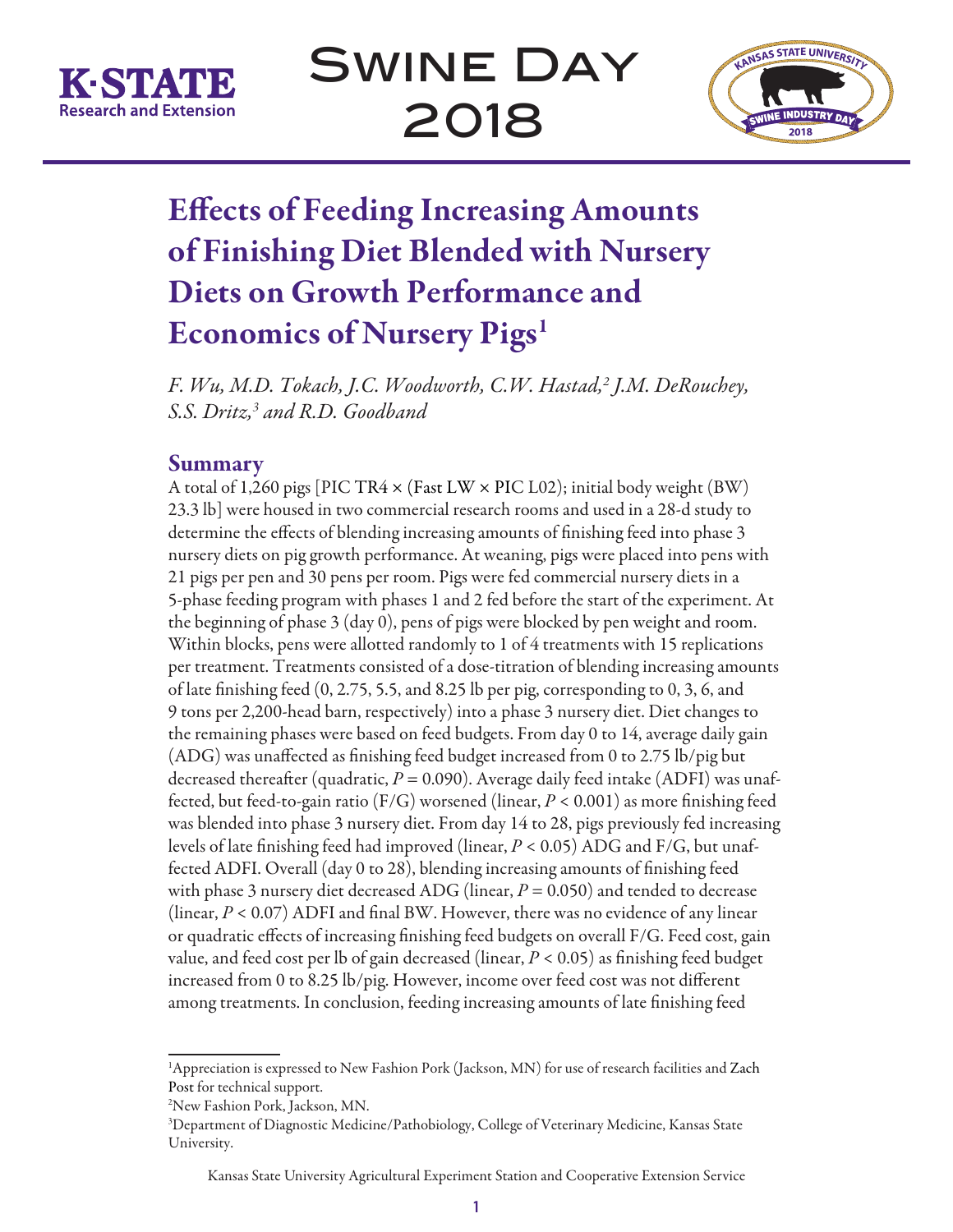# Effects of Feeding Increasing Amounts of Finishing Diet Blended with Nursery Diets on Growth Performance and Economics of Nursery Pigs[1]

*F. Wu, M.D. Tokach, J.C. Woodworth, C.W. Hastad,[2] J.M. DeRouchey, S.S. Dritz,[3] and R.D. Goodband*

## Summary

A total of 1,260 pigs [PIC TR4 × (Fast LW × PIC L02); initial body weight (BW) 23.3 lb] were housed in two commercial research rooms and used in a 28-d study to determine the effects of blending increasing amounts of finishing feed into phase 3 nursery diets on pig growth performance. At weaning, pigs were placed into pens with 21 pigs per pen and 30 pens per room. Pigs were fed commercial nursery diets in a 5-phase feeding program with phases 1 and 2 fed before the start of the experiment. At the beginning of phase 3 (day 0), pens of pigs were blocked by pen weight and room. Within blocks, pens were allotted randomly to 1 of 4 treatments with 15 replications per treatment. Treatments consisted of a dose-titration of blending increasing amounts of late finishing feed (0, 2.75, 5.5, and 8.25 lb per pig, corresponding to 0, 3, 6, and 9 tons per 2,200-head barn, respectively) into a phase 3 nursery diet. Diet changes to the remaining phases were based on feed budgets. From day 0 to 14, average daily gain (ADG) was unaffected as finishing feed budget increased from 0 to 2.75 lb/pig but decreased thereafter (quadratic, $P = 0.090$). Average daily feed intake (ADFI) was unaffected, but feed-to-gain ratio (F/G) worsened (linear, $P < 0.001$) as more finishing feed was blended into phase 3 nursery diet. From day 14 to 28, pigs previously fed increasing levels of late finishing feed had improved (linear, $P < 0.05$) ADG and F/G, but unaffected ADFI. Overall (day 0 to 28), blending increasing amounts of finishing feed with phase 3 nursery diet decreased ADG (linear, $P = 0.050$) and tended to decrease (linear, $P < 0.07$) ADFI and final BW. However, there was no evidence of any linear or quadratic effects of increasing finishing feed budgets on overall F/G. Feed cost, gain value, and feed cost per lb of gain decreased (linear, $P < 0.05$) as finishing feed budget increased from 0 to 8.25 lb/pig. However, income over feed cost was not different among treatments. In conclusion, feeding increasing amounts of late finishing feed

---

[1] Appreciation is expressed to New Fashion Pork (Jackson, MN) for use of research facilities and Zach Post for technical support.

[2] New Fashion Pork, Jackson, MN.

[3] Department of Diagnostic Medicine/Pathobiology, College of Veterinary Medicine, Kansas State University.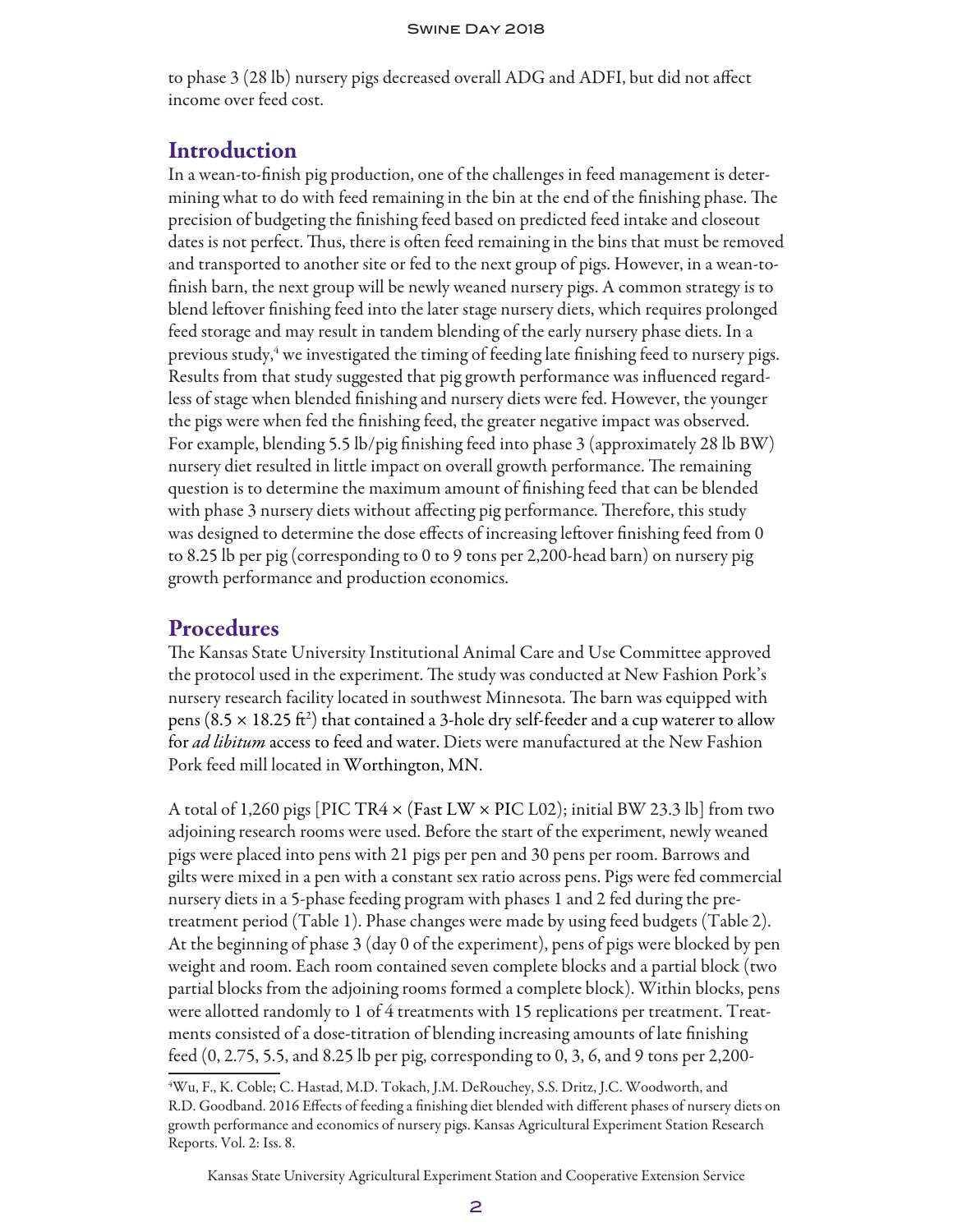to phase 3 (28 lb) nursery pigs decreased overall ADG and ADFI, but did not affect income over feed cost.

## Introduction

In a wean-to-finish pig production, one of the challenges in feed management is determining what to do with feed remaining in the bin at the end of the finishing phase. The precision of budgeting the finishing feed based on predicted feed intake and closeout dates is not perfect. Thus, there is often feed remaining in the bins that must be removed and transported to another site or fed to the next group of pigs. However, in a wean-to-finish barn, the next group will be newly weaned nursery pigs. A common strategy is to blend leftover finishing feed into the later stage nursery diets, which requires prolonged feed storage and may result in tandem blending of the early nursery phase diets. In a previous study,[4] we investigated the timing of feeding late finishing feed to nursery pigs. Results from that study suggested that pig growth performance was influenced regardless of stage when blended finishing and nursery diets were fed. However, the younger the pigs were when fed the finishing feed, the greater negative impact was observed. For example, blending 5.5 lb/pig finishing feed into phase 3 (approximately 28 lb BW) nursery diet resulted in little impact on overall growth performance. The remaining question is to determine the maximum amount of finishing feed that can be blended with phase 3 nursery diets without affecting pig performance. Therefore, this study was designed to determine the dose effects of increasing leftover finishing feed from 0 to 8.25 lb per pig (corresponding to 0 to 9 tons per 2,200-head barn) on nursery pig growth performance and production economics.

## Procedures

The Kansas State University Institutional Animal Care and Use Committee approved the protocol used in the experiment. The study was conducted at New Fashion Pork's nursery research facility located in southwest Minnesota. The barn was equipped with pens ($8.5 \times 18.25$ ft$^2$) that contained a 3-hole dry self-feeder and a cup waterer to allow for *ad libitum* access to feed and water. Diets were manufactured at the New Fashion Pork feed mill located in Worthington, MN.

A total of 1,260 pigs [PIC TR4 × (Fast LW × PIC L02); initial BW 23.3 lb] from two adjoining research rooms were used. Before the start of the experiment, newly weaned pigs were placed into pens with 21 pigs per pen and 30 pens per room. Barrows and gilts were mixed in a pen with a constant sex ratio across pens. Pigs were fed commercial nursery diets in a 5-phase feeding program with phases 1 and 2 fed during the pre-treatment period (Table 1). Phase changes were made by using feed budgets (Table 2). At the beginning of phase 3 (day 0 of the experiment), pens of pigs were blocked by pen weight and room. Each room contained seven complete blocks and a partial block (two partial blocks from the adjoining rooms formed a complete block). Within blocks, pens were allotted randomly to 1 of 4 treatments with 15 replications per treatment. Treatments consisted of a dose-titration of blending increasing amounts of late finishing feed (0, 2.75, 5.5, and 8.25 lb per pig, corresponding to 0, 3, 6, and 9 tons per 2,200-

[4] Wu, F., K. Coble; C. Hastad, M.D. Tokach, J.M. DeRouchey, S.S. Dritz, J.C. Woodworth, and R.D. Goodband. 2016 Effects of feeding a finishing diet blended with different phases of nursery diets on growth performance and economics of nursery pigs. Kansas Agricultural Experiment Station Research Reports. Vol. 2: Iss. 8.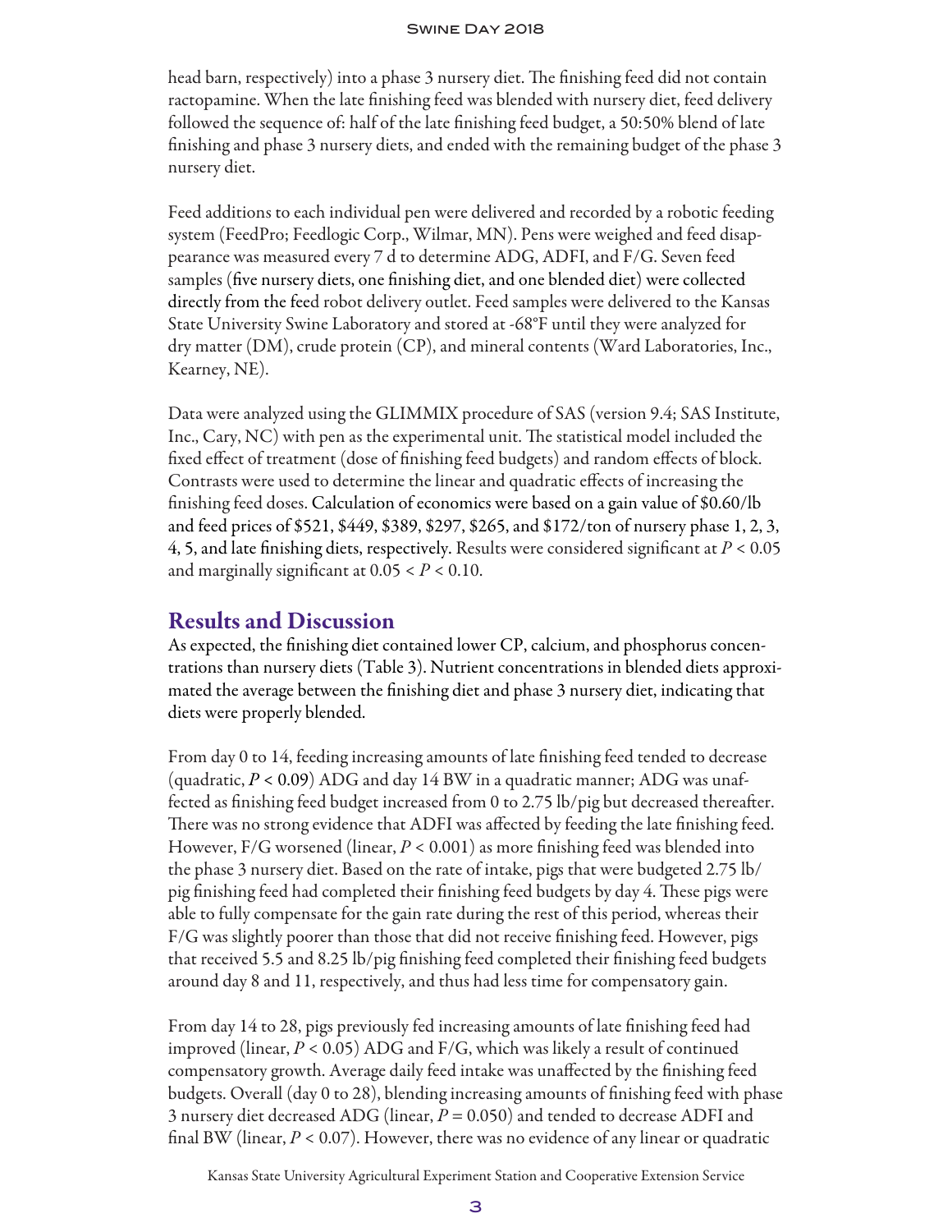head barn, respectively) into a phase 3 nursery diet. The finishing feed did not contain ractopamine. When the late finishing feed was blended with nursery diet, feed delivery followed the sequence of: half of the late finishing feed budget, a 50:50% blend of late finishing and phase 3 nursery diets, and ended with the remaining budget of the phase 3 nursery diet.

Feed additions to each individual pen were delivered and recorded by a robotic feeding system (FeedPro; Feedlogic Corp., Wilmar, MN). Pens were weighed and feed disappearance was measured every 7 d to determine ADG, ADFI, and F/G. Seven feed samples (five nursery diets, one finishing diet, and one blended diet) were collected directly from the feed robot delivery outlet. Feed samples were delivered to the Kansas State University Swine Laboratory and stored at -68°F until they were analyzed for dry matter (DM), crude protein (CP), and mineral contents (Ward Laboratories, Inc., Kearney, NE).

Data were analyzed using the GLIMMIX procedure of SAS (version 9.4; SAS Institute, Inc., Cary, NC) with pen as the experimental unit. The statistical model included the fixed effect of treatment (dose of finishing feed budgets) and random effects of block. Contrasts were used to determine the linear and quadratic effects of increasing the finishing feed doses. Calculation of economics were based on a gain value of $0.60/lb and feed prices of $521, $449, $389, $297, $265, and $172/ton of nursery phase 1, 2, 3, 4, 5, and late finishing diets, respectively. Results were considered significant at $P < 0.05$ and marginally significant at $0.05 < P < 0.10$.

## Results and Discussion

As expected, the finishing diet contained lower CP, calcium, and phosphorus concentrations than nursery diets (Table 3). Nutrient concentrations in blended diets approximated the average between the finishing diet and phase 3 nursery diet, indicating that diets were properly blended.

From day 0 to 14, feeding increasing amounts of late finishing feed tended to decrease (quadratic, $P < 0.09$) ADG and day 14 BW in a quadratic manner; ADG was unaffected as finishing feed budget increased from 0 to 2.75 lb/pig but decreased thereafter. There was no strong evidence that ADFI was affected by feeding the late finishing feed. However, F/G worsened (linear, $P < 0.001$) as more finishing feed was blended into the phase 3 nursery diet. Based on the rate of intake, pigs that were budgeted 2.75 lb/pig finishing feed had completed their finishing feed budgets by day 4. These pigs were able to fully compensate for the gain rate during the rest of this period, whereas their F/G was slightly poorer than those that did not receive finishing feed. However, pigs that received 5.5 and 8.25 lb/pig finishing feed completed their finishing feed budgets around day 8 and 11, respectively, and thus had less time for compensatory gain.

From day 14 to 28, pigs previously fed increasing amounts of late finishing feed had improved (linear, $P < 0.05$) ADG and F/G, which was likely a result of continued compensatory growth. Average daily feed intake was unaffected by the finishing feed budgets. Overall (day 0 to 28), blending increasing amounts of finishing feed with phase 3 nursery diet decreased ADG (linear, $P = 0.050$) and tended to decrease ADFI and final BW (linear, $P < 0.07$). However, there was no evidence of any linear or quadratic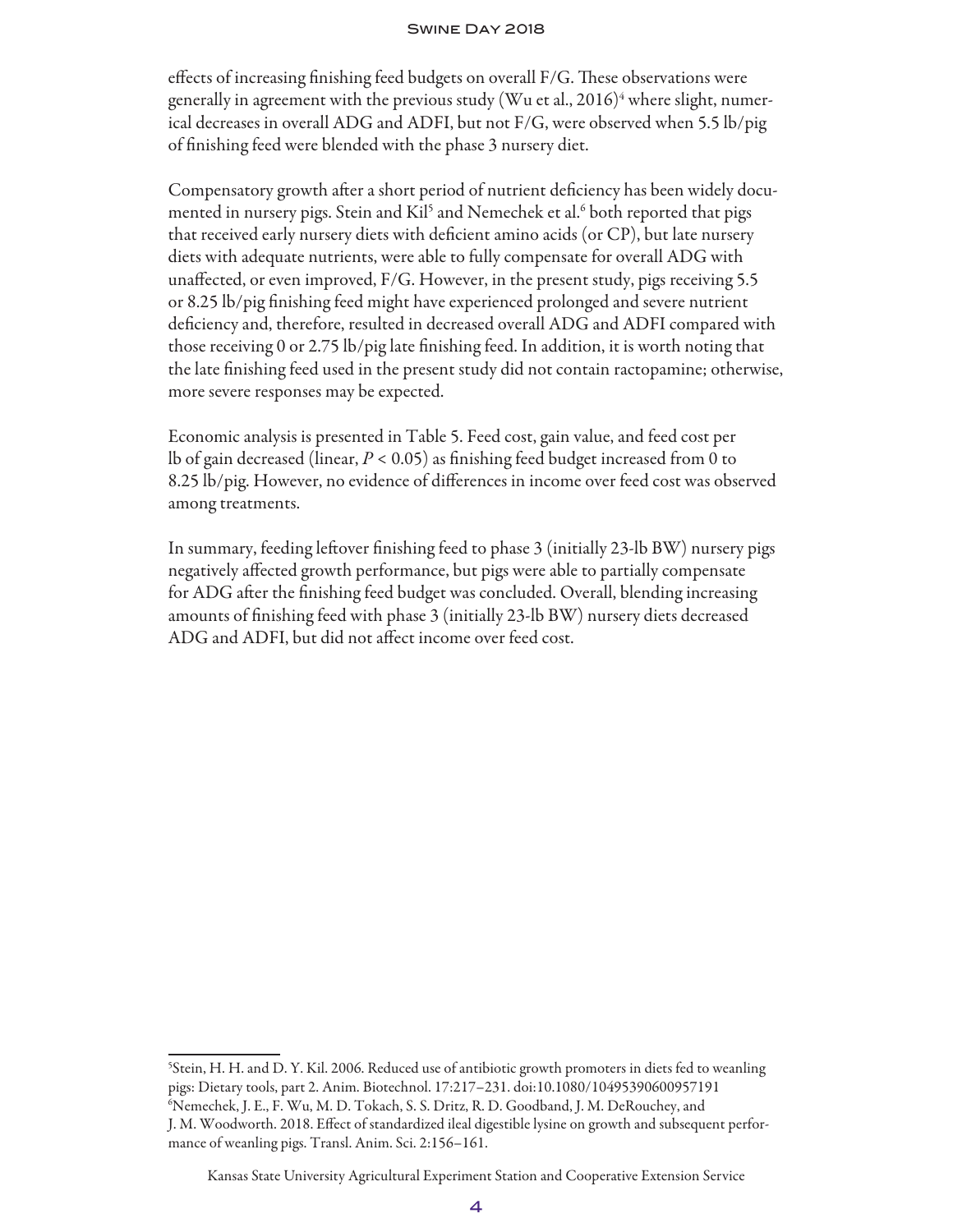effects of increasing finishing feed budgets on overall F/G. These observations were generally in agreement with the previous study (Wu et al., 2016)[4] where slight, numerical decreases in overall ADG and ADFI, but not F/G, were observed when 5.5 lb/pig of finishing feed were blended with the phase 3 nursery diet.

Compensatory growth after a short period of nutrient deficiency has been widely documented in nursery pigs. Stein and Kil[5] and Nemechek et al.[6] both reported that pigs that received early nursery diets with deficient amino acids (or CP), but late nursery diets with adequate nutrients, were able to fully compensate for overall ADG with unaffected, or even improved, F/G. However, in the present study, pigs receiving 5.5 or 8.25 lb/pig finishing feed might have experienced prolonged and severe nutrient deficiency and, therefore, resulted in decreased overall ADG and ADFI compared with those receiving 0 or 2.75 lb/pig late finishing feed. In addition, it is worth noting that the late finishing feed used in the present study did not contain ractopamine; otherwise, more severe responses may be expected.

Economic analysis is presented in Table 5. Feed cost, gain value, and feed cost per lb of gain decreased (linear, $P < 0.05$) as finishing feed budget increased from 0 to 8.25 lb/pig. However, no evidence of differences in income over feed cost was observed among treatments.

In summary, feeding leftover finishing feed to phase 3 (initially 23-lb BW) nursery pigs negatively affected growth performance, but pigs were able to partially compensate for ADG after the finishing feed budget was concluded. Overall, blending increasing amounts of finishing feed with phase 3 (initially 23-lb BW) nursery diets decreased ADG and ADFI, but did not affect income over feed cost.

---

[5]Stein, H. H. and D. Y. Kil. 2006. Reduced use of antibiotic growth promoters in diets fed to weanling pigs: Dietary tools, part 2. Anim. Biotechnol. 17:217–231. doi:10.1080/10495390600957191

[6]Nemechek, J. E., F. Wu, M. D. Tokach, S. S. Dritz, R. D. Goodband, J. M. DeRouchey, and J. M. Woodworth. 2018. Effect of standardized ileal digestible lysine on growth and subsequent performance of weanling pigs. Transl. Anim. Sci. 2:156–161.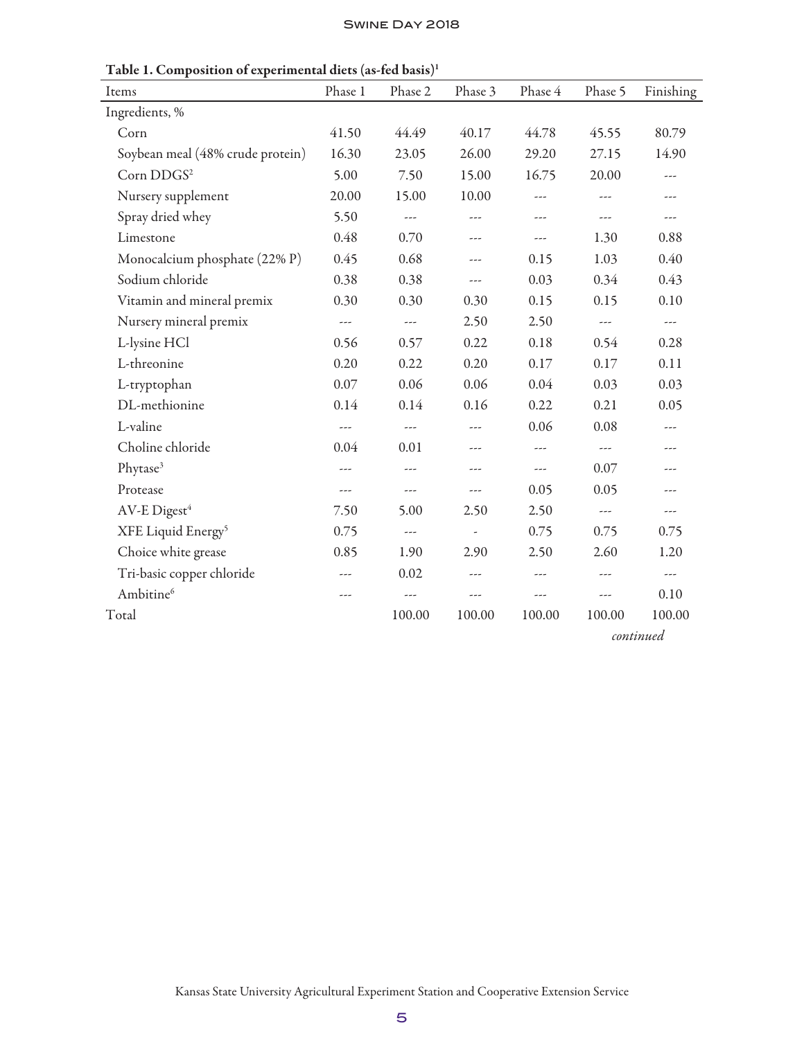**Table 1. Composition of experimental diets (as-fed basis)[1]**

| Items | Phase 1 | Phase 2 | Phase 3 | Phase 4 | Phase 5 | Finishing |
|---|---|---|---|---|---|---|
| Ingredients, % | | | | | | |
| Corn | 41.50 | 44.49 | 40.17 | 44.78 | 45.55 | 80.79 |
| Soybean meal (48% crude protein) | 16.30 | 23.05 | 26.00 | 29.20 | 27.15 | 14.90 |
| Corn DDGS[2] | 5.00 | 7.50 | 15.00 | 16.75 | 20.00 | --- |
| Nursery supplement | 20.00 | 15.00 | 10.00 | --- | --- | --- |
| Spray dried whey | 5.50 | --- | --- | --- | --- | --- |
| Limestone | 0.48 | 0.70 | --- | --- | 1.30 | 0.88 |
| Monocalcium phosphate (22% P) | 0.45 | 0.68 | --- | 0.15 | 1.03 | 0.40 |
| Sodium chloride | 0.38 | 0.38 | --- | 0.03 | 0.34 | 0.43 |
| Vitamin and mineral premix | 0.30 | 0.30 | 0.30 | 0.15 | 0.15 | 0.10 |
| Nursery mineral premix | --- | --- | 2.50 | 2.50 | --- | --- |
| L-lysine HCl | 0.56 | 0.57 | 0.22 | 0.18 | 0.54 | 0.28 |
| L-threonine | 0.20 | 0.22 | 0.20 | 0.17 | 0.17 | 0.11 |
| L-tryptophan | 0.07 | 0.06 | 0.06 | 0.04 | 0.03 | 0.03 |
| DL-methionine | 0.14 | 0.14 | 0.16 | 0.22 | 0.21 | 0.05 |
| L-valine | --- | --- | --- | 0.06 | 0.08 | --- |
| Choline chloride | 0.04 | 0.01 | --- | --- | --- | --- |
| Phytase[3] | --- | --- | --- | --- | 0.07 | --- |
| Protease | --- | --- | --- | 0.05 | 0.05 | --- |
| AV-E Digest[4] | 7.50 | 5.00 | 2.50 | 2.50 | --- | --- |
| XFE Liquid Energy[5] | 0.75 | --- | - | 0.75 | 0.75 | 0.75 |
| Choice white grease | 0.85 | 1.90 | 2.90 | 2.50 | 2.60 | 1.20 |
| Tri-basic copper chloride | --- | 0.02 | --- | --- | --- | --- |
| Ambitine[6] | --- | --- | --- | --- | --- | 0.10 |
| Total | | 100.00 | 100.00 | 100.00 | 100.00 | 100.00 |

*continued*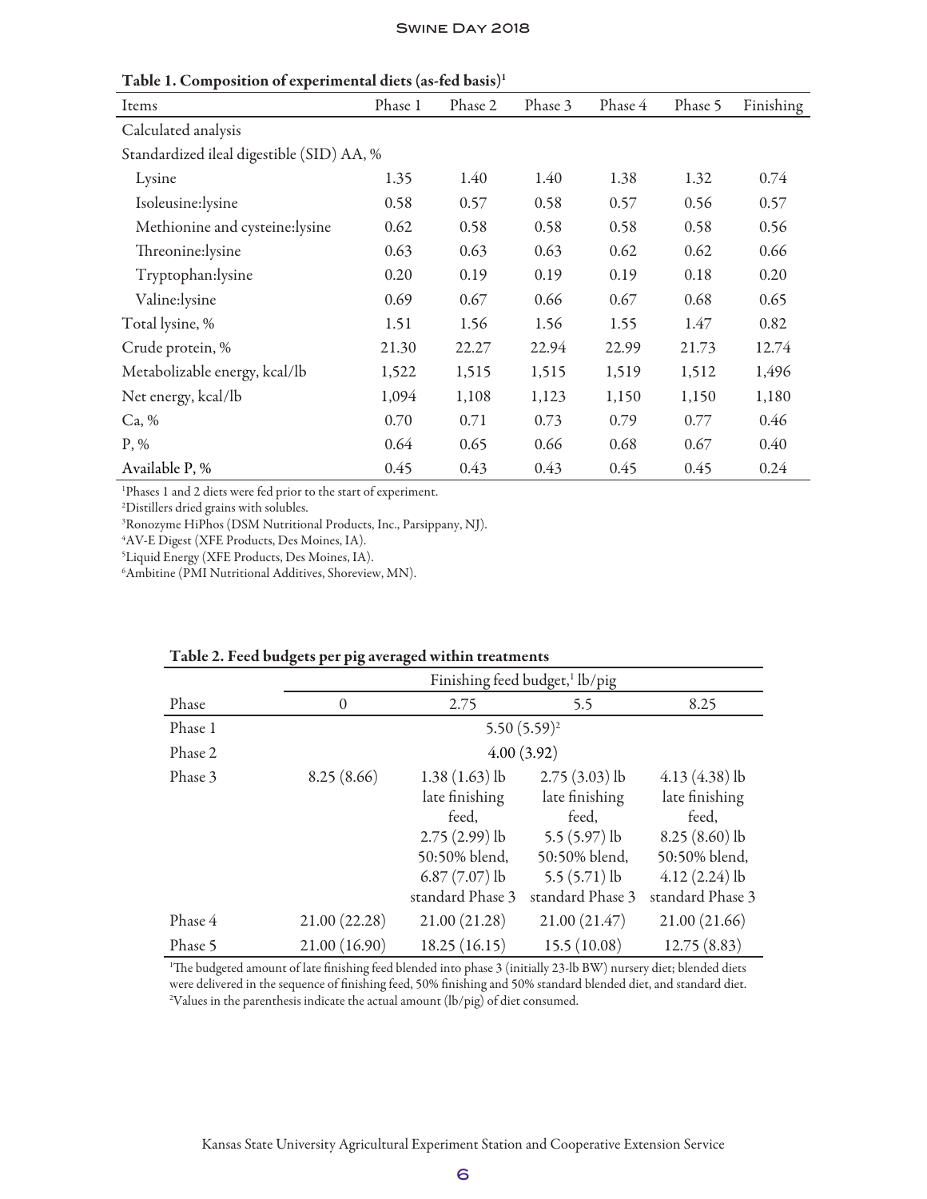**Table 1. Composition of experimental diets (as-fed basis)[1]**

| Items | Phase 1 | Phase 2 | Phase 3 | Phase 4 | Phase 5 | Finishing |
|---|---|---|---|---|---|---|
| Calculated analysis | | | | | | |
| Standardized ileal digestible (SID) AA, % | | | | | | |
| Lysine | 1.35 | 1.40 | 1.40 | 1.38 | 1.32 | 0.74 |
| Isoleusine:lysine | 0.58 | 0.57 | 0.58 | 0.57 | 0.56 | 0.57 |
| Methionine and cysteine:lysine | 0.62 | 0.58 | 0.58 | 0.58 | 0.58 | 0.56 |
| Threonine:lysine | 0.63 | 0.63 | 0.63 | 0.62 | 0.62 | 0.66 |
| Tryptophan:lysine | 0.20 | 0.19 | 0.19 | 0.19 | 0.18 | 0.20 |
| Valine:lysine | 0.69 | 0.67 | 0.66 | 0.67 | 0.68 | 0.65 |
| Total lysine, % | 1.51 | 1.56 | 1.56 | 1.55 | 1.47 | 0.82 |
| Crude protein, % | 21.30 | 22.27 | 22.94 | 22.99 | 21.73 | 12.74 |
| Metabolizable energy, kcal/lb | 1,522 | 1,515 | 1,515 | 1,519 | 1,512 | 1,496 |
| Net energy, kcal/lb | 1,094 | 1,108 | 1,123 | 1,150 | 1,150 | 1,180 |
| Ca, % | 0.70 | 0.71 | 0.73 | 0.79 | 0.77 | 0.46 |
| P, % | 0.64 | 0.65 | 0.66 | 0.68 | 0.67 | 0.40 |
| Available P, % | 0.45 | 0.43 | 0.43 | 0.45 | 0.45 | 0.24 |

[1]Phases 1 and 2 diets were fed prior to the start of experiment.
[2]Distillers dried grains with solubles.
[3]Ronozyme HiPhos (DSM Nutritional Products, Inc., Parsippany, NJ).
[4]AV-E Digest (XFE Products, Des Moines, IA).
[5]Liquid Energy (XFE Products, Des Moines, IA).
[6]Ambitine (PMI Nutritional Additives, Shoreview, MN).

**Table 2. Feed budgets per pig averaged within treatments**

| | Finishing feed budget,[1] lb/pig | | | |
|---|---|---|---|---|
| Phase | 0 | 2.75 | 5.5 | 8.25 |
| Phase 1 | 5.50 (5.59)[2] | | | |
| Phase 2 | 4.00 (3.92) | | | |
| Phase 3 | 8.25 (8.66) | 1.38 (1.63) lb late finishing feed, 2.75 (2.99) lb 50:50% blend, 6.87 (7.07) lb standard Phase 3 | 2.75 (3.03) lb late finishing feed, 5.5 (5.97) lb 50:50% blend, 5.5 (5.71) lb standard Phase 3 | 4.13 (4.38) lb late finishing feed, 8.25 (8.60) lb 50:50% blend, 4.12 (2.24) lb standard Phase 3 |
| Phase 4 | 21.00 (22.28) | 21.00 (21.28) | 21.00 (21.47) | 21.00 (21.66) |
| Phase 5 | 21.00 (16.90) | 18.25 (16.15) | 15.5 (10.08) | 12.75 (8.83) |

[1]The budgeted amount of late finishing feed blended into phase 3 (initially 23-lb BW) nursery diet; blended diets were delivered in the sequence of finishing feed, 50% finishing and 50% standard blended diet, and standard diet.
[2]Values in the parenthesis indicate the actual amount (lb/pig) of diet consumed.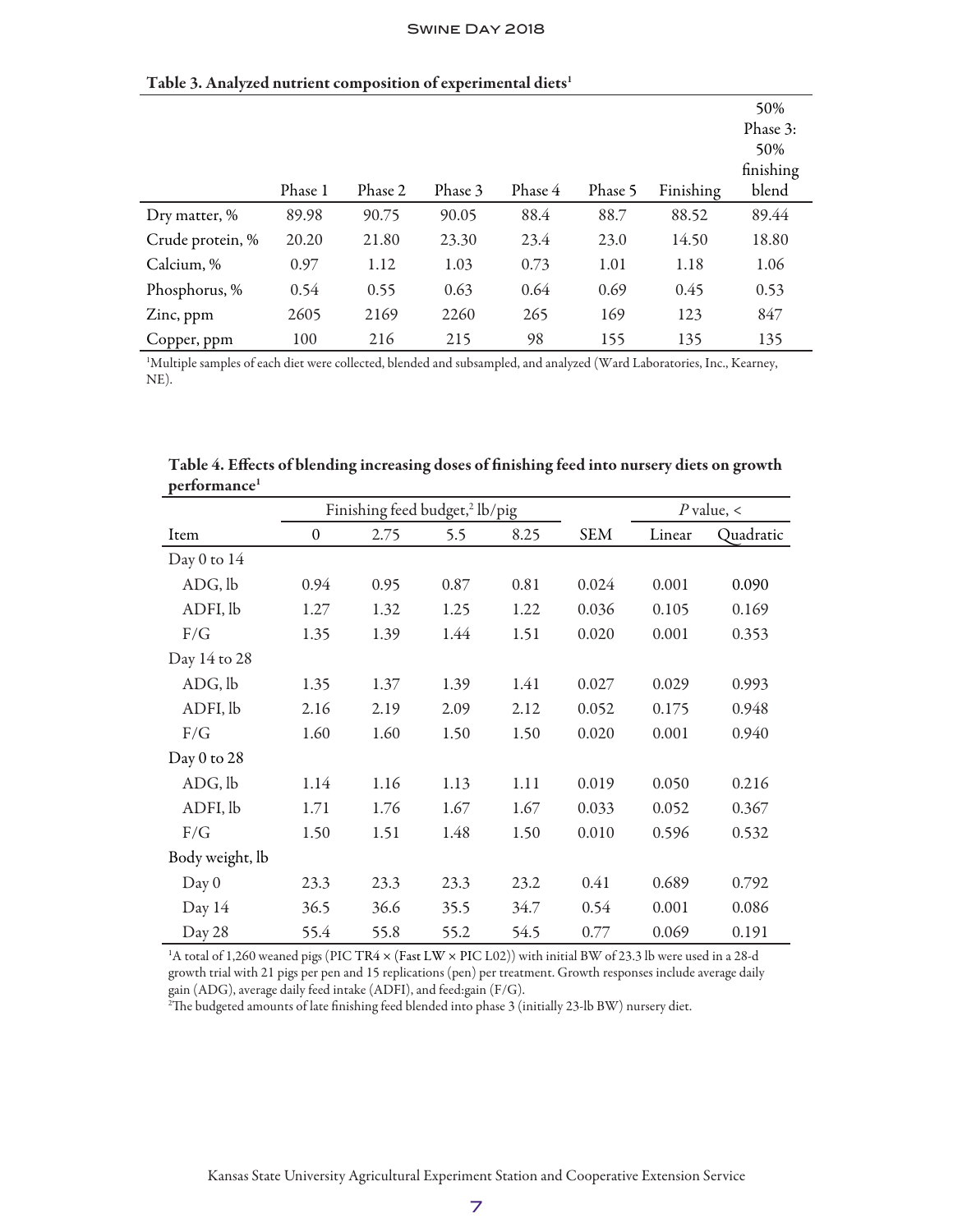**Table 3. Analyzed nutrient composition of experimental diets[1]**

| | Phase 1 | Phase 2 | Phase 3 | Phase 4 | Phase 5 | Finishing | 50% Phase 3: 50% finishing blend |
|---|---|---|---|---|---|---|---|
| Dry matter, % | 89.98 | 90.75 | 90.05 | 88.4 | 88.7 | 88.52 | 89.44 |
| Crude protein, % | 20.20 | 21.80 | 23.30 | 23.4 | 23.0 | 14.50 | 18.80 |
| Calcium, % | 0.97 | 1.12 | 1.03 | 0.73 | 1.01 | 1.18 | 1.06 |
| Phosphorus, % | 0.54 | 0.55 | 0.63 | 0.64 | 0.69 | 0.45 | 0.53 |
| Zinc, ppm | 2605 | 2169 | 2260 | 265 | 169 | 123 | 847 |
| Copper, ppm | 100 | 216 | 215 | 98 | 155 | 135 | 135 |

[1]Multiple samples of each diet were collected, blended and subsampled, and analyzed (Ward Laboratories, Inc., Kearney, NE).

**Table 4. Effects of blending increasing doses of finishing feed into nursery diets on growth performance[1]**

| | Finishing feed budget,[2] lb/pig | | | | | *P* value, < | |
|---|---|---|---|---|---|---|---|
| Item | 0 | 2.75 | 5.5 | 8.25 | SEM | Linear | Quadratic |
| Day 0 to 14 | | | | | | | |
| ADG, lb | 0.94 | 0.95 | 0.87 | 0.81 | 0.024 | 0.001 | 0.090 |
| ADFI, lb | 1.27 | 1.32 | 1.25 | 1.22 | 0.036 | 0.105 | 0.169 |
| F/G | 1.35 | 1.39 | 1.44 | 1.51 | 0.020 | 0.001 | 0.353 |
| Day 14 to 28 | | | | | | | |
| ADG, lb | 1.35 | 1.37 | 1.39 | 1.41 | 0.027 | 0.029 | 0.993 |
| ADFI, lb | 2.16 | 2.19 | 2.09 | 2.12 | 0.052 | 0.175 | 0.948 |
| F/G | 1.60 | 1.60 | 1.50 | 1.50 | 0.020 | 0.001 | 0.940 |
| Day 0 to 28 | | | | | | | |
| ADG, lb | 1.14 | 1.16 | 1.13 | 1.11 | 0.019 | 0.050 | 0.216 |
| ADFI, lb | 1.71 | 1.76 | 1.67 | 1.67 | 0.033 | 0.052 | 0.367 |
| F/G | 1.50 | 1.51 | 1.48 | 1.50 | 0.010 | 0.596 | 0.532 |
| Body weight, lb | | | | | | | |
| Day 0 | 23.3 | 23.3 | 23.3 | 23.2 | 0.41 | 0.689 | 0.792 |
| Day 14 | 36.5 | 36.6 | 35.5 | 34.7 | 0.54 | 0.001 | 0.086 |
| Day 28 | 55.4 | 55.8 | 55.2 | 54.5 | 0.77 | 0.069 | 0.191 |

[1]A total of 1,260 weaned pigs (PIC TR4 × (Fast LW × PIC L02)) with initial BW of 23.3 lb were used in a 28-d growth trial with 21 pigs per pen and 15 replications (pen) per treatment. Growth responses include average daily gain (ADG), average daily feed intake (ADFI), and feed:gain (F/G).

[2]The budgeted amounts of late finishing feed blended into phase 3 (initially 23-lb BW) nursery diet.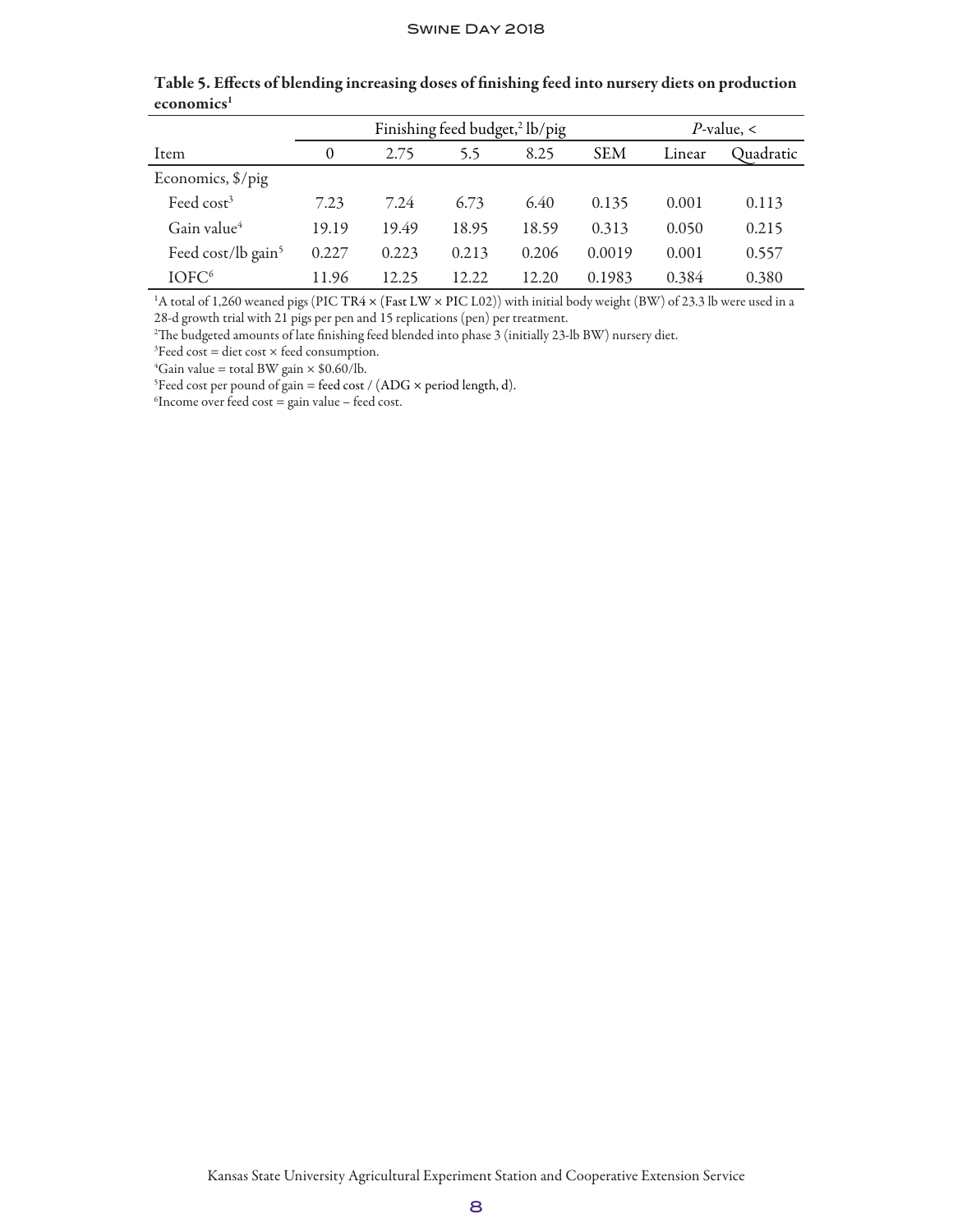**Table 5. Effects of blending increasing doses of finishing feed into nursery diets on production economics[1]**

| | Finishing feed budget,[2] lb/pig | | | | | *P*-value, < | |
|---|---|---|---|---|---|---|---|
| Item | 0 | 2.75 | 5.5 | 8.25 | SEM | Linear | Quadratic |
| Economics, $/pig | | | | | | | |
| Feed cost[3] | 7.23 | 7.24 | 6.73 | 6.40 | 0.135 | 0.001 | 0.113 |
| Gain value[4] | 19.19 | 19.49 | 18.95 | 18.59 | 0.313 | 0.050 | 0.215 |
| Feed cost/lb gain[5] | 0.227 | 0.223 | 0.213 | 0.206 | 0.0019 | 0.001 | 0.557 |
| IOFC[6] | 11.96 | 12.25 | 12.22 | 12.20 | 0.1983 | 0.384 | 0.380 |

[1]A total of 1,260 weaned pigs (PIC TR4 × (Fast LW × PIC L02)) with initial body weight (BW) of 23.3 lb were used in a 28-d growth trial with 21 pigs per pen and 15 replications (pen) per treatment.

[2]The budgeted amounts of late finishing feed blended into phase 3 (initially 23-lb BW) nursery diet.

[3]Feed cost = diet cost × feed consumption.

[4]Gain value = total BW gain × $0.60/lb.

[5]Feed cost per pound of gain = feed cost / (ADG × period length, d).

[6]Income over feed cost = gain value – feed cost.